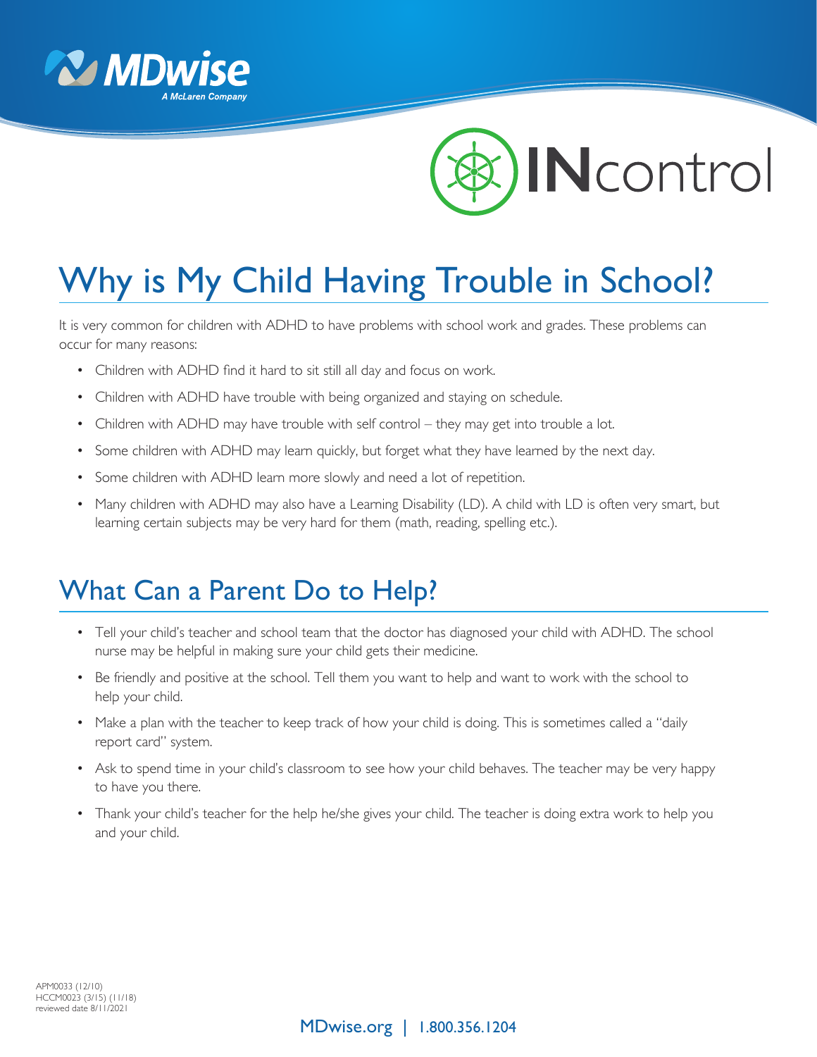# Why is My Child Having Trouble in School?

It is very common for children with ADHD to have problems with school work and grades. These problems can occur for many reasons:

- Children with ADHD find it hard to sit still all day and focus on work.
- Children with ADHD have trouble with being organized and staying on schedule.
- Children with ADHD may have trouble with self control – they may get into trouble a lot.
- Some children with ADHD may learn quickly, but forget what they have learned by the next day.
- Some children with ADHD learn more slowly and need a lot of repetition.
- Many children with ADHD may also have a Learning Disability (LD). A child with LD is often very smart, but learning certain subjects may be very hard for them (math, reading, spelling etc.).

## What Can a Parent Do to Help?

- Tell your child's teacher and school team that the doctor has diagnosed your child with ADHD. The school nurse may be helpful in making sure your child gets their medicine.
- Be friendly and positive at the school. Tell them you want to help and want to work with the school to help your child.
- Make a plan with the teacher to keep track of how your child is doing. This is sometimes called a "daily report card" system.
- Ask to spend time in your child's classroom to see how your child behaves. The teacher may be very happy to have you there.
- Thank your child's teacher for the help he/she gives your child. The teacher is doing extra work to help you and your child.

APM0033 (12/10)
HCCM0023 (3/15) (11/18)
reviewed date 8/11/2021

MDwise.org | 1.800.356.1204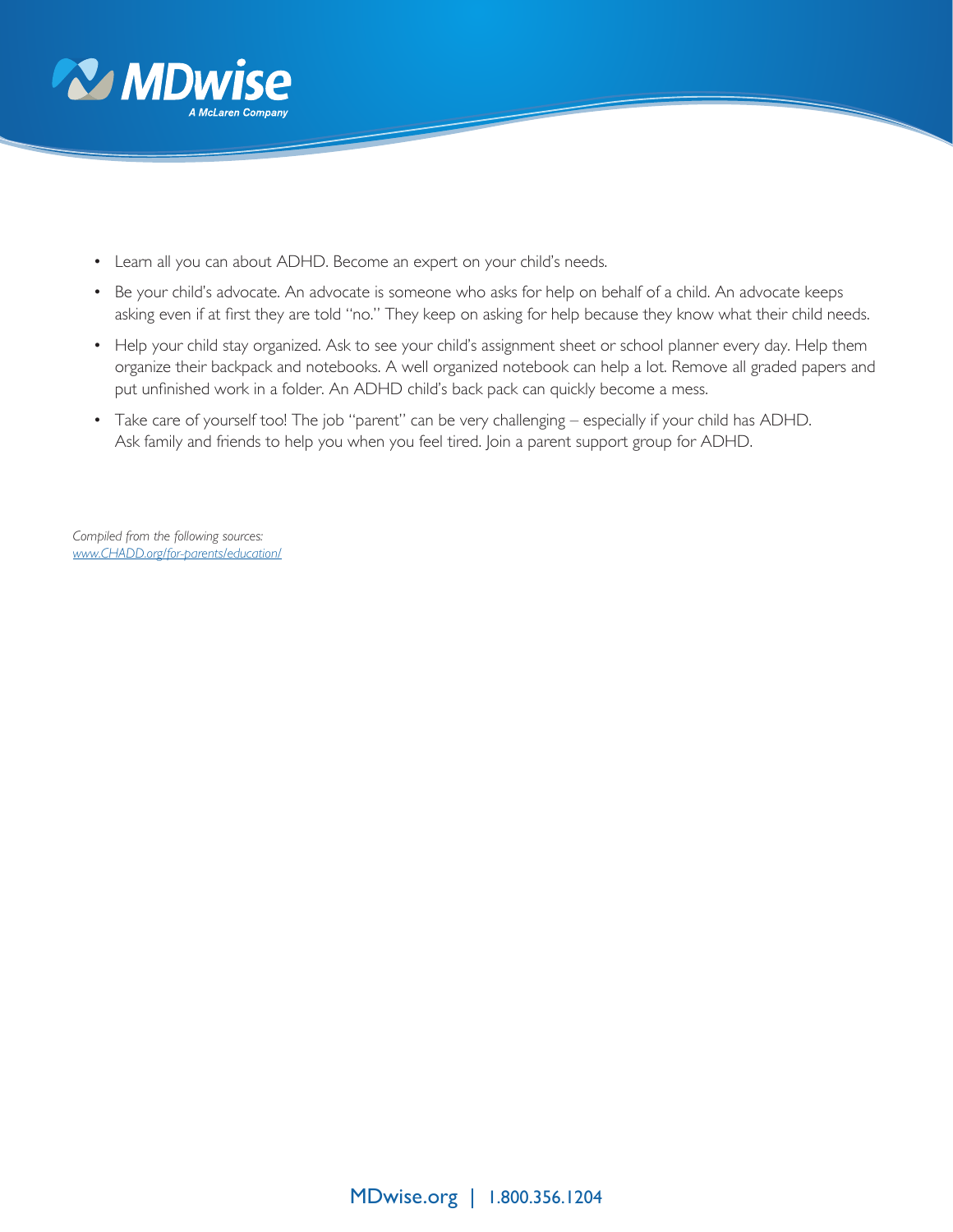- Learn all you can about ADHD. Become an expert on your child's needs.
- Be your child's advocate. An advocate is someone who asks for help on behalf of a child. An advocate keeps asking even if at first they are told "no." They keep on asking for help because they know what their child needs.
- Help your child stay organized. Ask to see your child's assignment sheet or school planner every day. Help them organize their backpack and notebooks. A well organized notebook can help a lot. Remove all graded papers and put unfinished work in a folder. An ADHD child's back pack can quickly become a mess.
- Take care of yourself too! The job "parent" can be very challenging – especially if your child has ADHD. Ask family and friends to help you when you feel tired. Join a parent support group for ADHD.

*Compiled from the following sources:*
*www.CHADD.org/for-parents/education/*